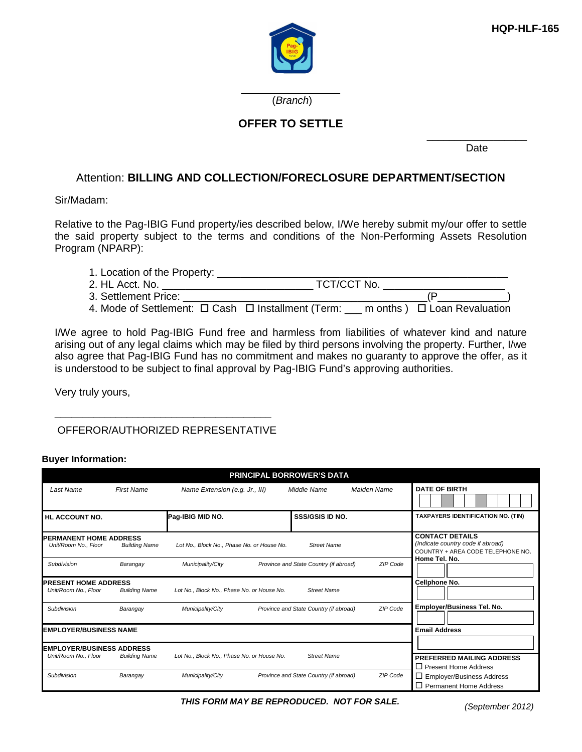HQP-HLF-165

______________
(*Branch*)

# OFFER TO SETTLE

______________
Date

Attention: **BILLING AND COLLECTION/FORECLOSURE DEPARTMENT/SECTION**

Sir/Madam:

Relative to the Pag-IBIG Fund property/ies described below, I/We hereby submit my/our offer to settle the said property subject to the terms and conditions of the Non-Performing Assets Resolution Program (NPARP):

1. Location of the Property: ______________________________________________
2. HL Acct. No. _________________________ TCT/CCT No. ____________________
3. Settlement Price: ________________________________________(P___________)
4. Mode of Settlement: ☐ Cash ☐ Installment (Term: ___ m onths ) ☐ Loan Revaluation

I/We agree to hold Pag-IBIG Fund free and harmless from liabilities of whatever kind and nature arising out of any legal claims which may be filed by third persons involving the property. Further, I/we also agree that Pag-IBIG Fund has no commitment and makes no guaranty to approve the offer, as it is understood to be subject to final approval by Pag-IBIG Fund's approving authorities.

Very truly yours,

___________________________________
OFFEROR/AUTHORIZED REPRESENTATIVE

**Buyer Information:**

| PRINCIPAL BORROWER'S DATA | | | | | |
|---|---|---|---|---|---|
| *Last Name* | *First Name* | *Name Extension (e.g. Jr., III)* | *Middle Name* | *Maiden Name* | **DATE OF BIRTH** |
| **HL ACCOUNT NO.** | | **Pag-IBIG MID NO.** | **SSS/GSIS ID NO.** | | **TAXPAYERS IDENTIFICATION NO. (TIN)** |
| **PERMANENT HOME ADDRESS** *Unit/Room No., Floor* | *Building Name* | *Lot No., Block No., Phase No. or House No.* | *Street Name* | | **CONTACT DETAILS** *(Indicate country code if abroad)* COUNTRY + AREA CODE TELEPHONE NO. **Home Tel. No.** |
| *Subdivision* | *Barangay* | *Municipality/City* | *Province and State Country (if abroad)* | *ZIP Code* | |
| **PRESENT HOME ADDRESS** *Unit/Room No., Floor* | *Building Name* | *Lot No., Block No., Phase No. or House No.* | *Street Name* | | **Cellphone No.** |
| *Subdivision* | *Barangay* | *Municipality/City* | *Province and State Country (if abroad)* | *ZIP Code* | **Employer/Business Tel. No.** |
| **EMPLOYER/BUSINESS NAME** | | | | | **Email Address** |
| **EMPLOYER/BUSINESS ADDRESS** *Unit/Room No., Floor* | *Building Name* | *Lot No., Block No., Phase No. or House No.* | *Street Name* | | **PREFERRED MAILING ADDRESS** ☐ Present Home Address |
| *Subdivision* | *Barangay* | *Municipality/City* | *Province and State Country (if abroad)* | *ZIP Code* | ☐ Employer/Business Address ☐ Permanent Home Address |

***THIS FORM MAY BE REPRODUCED. NOT FOR SALE.***

*(September 2012)*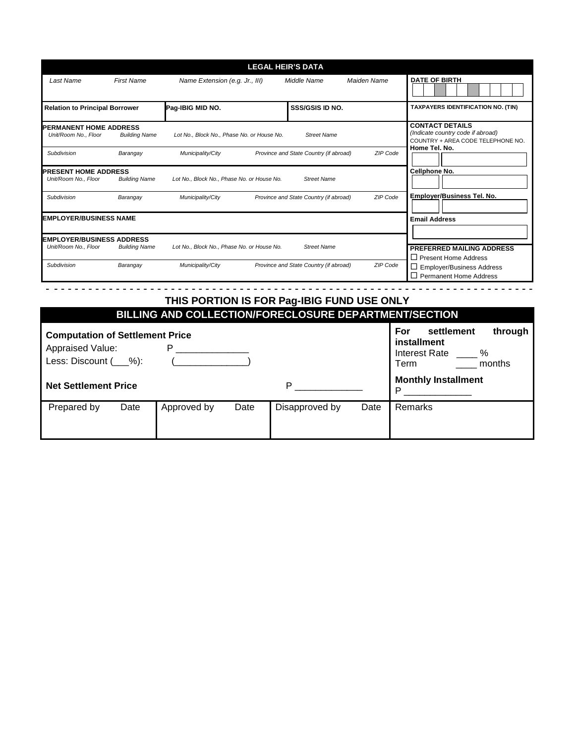## LEGAL HEIR'S DATA

| Last Name | First Name | Name Extension (e.g. Jr., III) | Middle Name | Maiden Name | DATE OF BIRTH |
|---|---|---|---|---|---|
| | | | | | |

| Relation to Principal Borrower | Pag-IBIG MID NO. | SSS/GSIS ID NO. | TAXPAYERS IDENTIFICATION NO. (TIN) |
|---|---|---|---|
| | | | |

**PERMANENT HOME ADDRESS**

| Unit/Room No., Floor | Building Name | Lot No., Block No., Phase No. or House No. | Street Name | |
|---|---|---|---|---|
| Subdivision | Barangay | Municipality/City | Province and State Country (if abroad) | ZIP Code |

**PRESENT HOME ADDRESS**

| Unit/Room No., Floor | Building Name | Lot No., Block No., Phase No. or House No. | Street Name | |
|---|---|---|---|---|
| Subdivision | Barangay | Municipality/City | Province and State Country (if abroad) | ZIP Code |

**EMPLOYER/BUSINESS NAME**

**EMPLOYER/BUSINESS ADDRESS**

| Unit/Room No., Floor | Building Name | Lot No., Block No., Phase No. or House No. | Street Name | |
|---|---|---|---|---|
| Subdivision | Barangay | Municipality/City | Province and State Country (if abroad) | ZIP Code |

**CONTACT DETAILS**
*(Indicate country code if abroad)*
COUNTRY + AREA CODE TELEPHONE NO.

**Home Tel. No.**

**Cellphone No.**

**Employer/Business Tel. No.**

**Email Address**

**PREFERRED MAILING ADDRESS**

☐ Present Home Address
☐ Employer/Business Address
☐ Permanent Home Address

---

### THIS PORTION IS FOR Pag-IBIG FUND USE ONLY

## BILLING AND COLLECTION/FORECLOSURE DEPARTMENT/SECTION

**Computation of Settlement Price**

Appraised Value: P _____________

Less: Discount (___%): (_____________)

**Net Settlement Price** P _____________

**For settlement through installment**

Interest Rate ____ %

Term ____ months

**Monthly Installment**

P _____________

| Prepared by | Date | Approved by | Date | Disapproved by | Date | Remarks |
|---|---|---|---|---|---|---|
| | | | | | | |